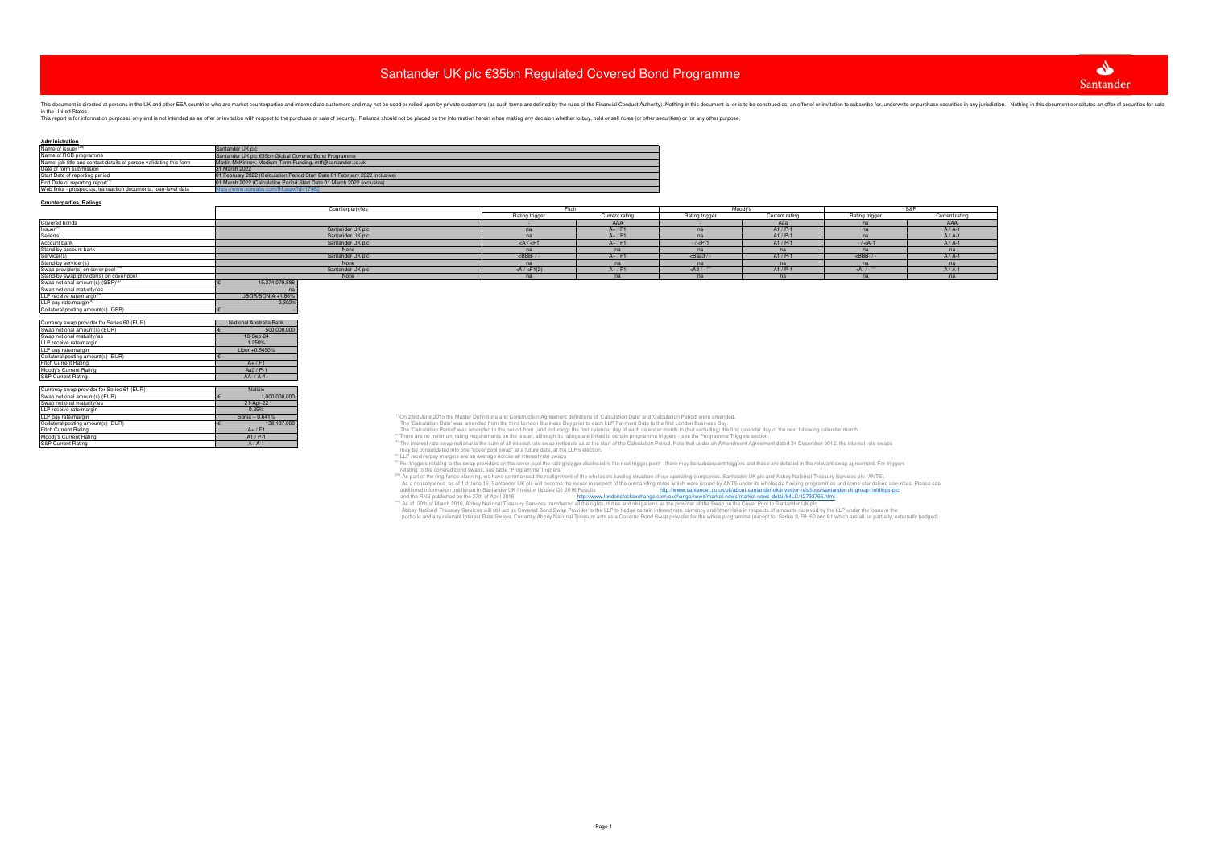# Santander UK plc €35bn Regulated Covered Bond Programme

This document is directed at persons in the UK and other EEA countries who are market counterparties and intermediate customers and may not be used or relied upon by private customers (as such terms are defined by the rules of the Financial Conduct Authority). Nothing in this document is, or is to be construed as, an offer of or invitation to subscribe for, underwrite or purchase securities in any jurisdiction. Nothing in this document constitutes an offer of securities for sale in the United States.

This report is for information purposes only and is not intended as an offer or invitation with respect to the purchase or sale of security. Reliance should not be placed on the information herein when making any decision whether to buy, hold or sell notes (or other securities) or for any other purpose.

## Administration

| | |
|---|---|
| Name of issuer [(8)] | Santander UK plc |
| Name of RCB programme | Santander UK plc €35bn Global Covered Bond Programme |
| Name, job title and contact details of person validating this form | Martin McKinney, Medium Term Funding, mtf@santander.co.uk |
| Date of form submission | 31 March 2022 |
| Start Date of reporting period | 01 February 2022 (Calculation Period Start Date 01 February 2022 inclusive) |
| End Date of reporting report [(1)] | 01 March 2022 (Calculation Period Start Date 01 March 2022 exclusive) |
| Web links - prospectus, transaction documents, loan-level data | https://www.euroabs.com/IH.aspx?d=17462 |

## Counterparties, Ratings

| | Counterparty/ies | Fitch | | Moody's | | S&P | |
|---|---|---|---|---|---|---|---|
| | | Rating trigger | Current rating | Rating trigger | Current rating | Rating trigger | Current rating |
| Covered bonds | | | AAA | | Aaa | na | AAA |
| Issuer | Santander UK plc | na | A+ / F1 | na | A1 / P-1 | na | A / A-1 |
| Seller(s) | Santander UK plc | na | A+ / F1 | na | A1 / P-1 | na | A / A-1 |
| Account bank | Santander UK plc | <A / <F1 | A+ / F1 | - / <P-1 | A1 / P-1 | - / <A-1 | A / A-1 |
| Stand-by account bank | None | na | na | na | na | na | na |
| Servicer(s) | Santander UK plc | <BBB- / - | A+ / F1 | <Baa3 / - | A1 / P-1 | <BBB- / - | A / A-1 |
| Stand-by servicer(s) | None | na | na | na | na | na | na |
| Swap provider(s) on cover pool [(10)] | Santander UK plc | <A / <F1(2) | A+ / F1 | <A3 / - [(5)] | A1 / P-1 | <A- / - [(5)] | A / A-1 |
| Stand-by swap provider(s) on cover pool | None | na | na | na | na | na | na |

| | |
|---|---|
| Swap notional amount(s) (GBP) [(3)] | £ 15,374,079,586 |
| Swap notional maturity/ies | na |
| LLP receive rate/margin [(4)] | LIBOR/SONIA +1.86% |
| LLP pay rate/margin [(4)] | 2.302% |
| Collateral posting amount(s) (GBP) | £ - |

| | |
|---|---|
| Currency swap provider for Series 60 (EUR) | National Australia Bank |
| Swap notional amount(s) (EUR) | € 500,000,000 |
| Swap notional maturity/ies | 18-Sep-24 |
| LLP receive rate/margin | 1.250% |
| LLP pay rate/margin | Libor +0.5450% |
| Collateral posting amount(s) (EUR) | € - |
| Fitch Current Rating | A+ / F1 |
| Moody's Current Rating | Aa3 / P-1 |
| S&P Current Rating | AA- / A-1+ |

| | |
|---|---|
| Currency swap provider for Series 61 (EUR) | Natixis |
| Swap notional amount(s) (EUR) | € 1,000,000,000 |
| Swap notional maturity/ies | 21-Apr-22 |
| LLP receive rate/margin | 0.25% |
| LLP pay rate/margin | Sonia + 0.641% |
| Collateral posting amount(s) (EUR) | € 138,137,000 |
| Fitch Current Rating | A+ / F1 |
| Moody's Current Rating | A1 / P-1 |
| S&P Current Rating | A / A-1 |

[(1)] On 23rd June 2015 the Master Definitions and Construction Agreement definitions of 'Calculation Date' and 'Calculation Period' were amended.
The 'Calculation Date' was amended from the third London Business Day prior to each LLP Payment Date to the first London Business Day.
The 'Calculation Period' was amended to the period from (and including) the first calendar day of each calendar month to (but excluding) the first calendar day of the next following calendar month.

[(2)] There are no minimum rating requirements on the issuer, although its ratings are linked to certain programme triggers - see the Programme Triggers section.

[(3)] The interest rate swap notional is the sum of all interest rate swap notionals as at the start of the Calculation Period. Note that under an Amendment Agreement dated 24 December 2012, the interest rate swaps may be consolidated into one "cover pool swap" at a future date, at the LLP's election.

[(4)] LLP receive/pay margins are an average across all interest rate swaps

[(5)] For triggers relating to the swap providers on the cover pool the rating trigger disclosed is the next trigger point - there may be subsequent triggers and these are detailed in the relevant swap agreement. For triggers relating to the covered bond swaps, see table "Programme Triggers"

[(8)] As part of the ring-fence planning, we have commenced the realignment of the wholesale funding structure of our operating companies, Santander UK plc and Abbey National Treasury Services plc (ANTS).
As a consequence, as of 1st June 16, Santander UK plc will become the issuer in respect of the outstanding notes which were issued by ANTS under its wholesale funding programmes and some standalone securities. Please see additional information published in Santander UK Investor Update Q1 2016 Results http://www.santander.co.uk/uk/about-santander-uk/investor-relations/santander-uk-group-holdings-plc
and the RNS published on the 27th of April 2016 http://www.londonstockexchange.com/exchange/news/market-news/market-news-detail/84LC/12793766.html

[(10)] As of 30th of March 2016, Abbey National Treasury Services transferred all the rights, duties and obligations as the provider of the Swap on the Cover Pool to Santander UK plc
Abbey National Treasury Services will still act as Covered Bond Swap Provider to the LLP to hedge certain interest rate, currency and/other risks in respects of amounts received by the LLP under the loans in the portfolio and any relevant Interest Rate Swaps. Currently Abbey National Treasury acts as a Covered Bond Swap provider for the whole programme (except for Series 3, 59, 60 and 61 which are all, or partially, externally hedged)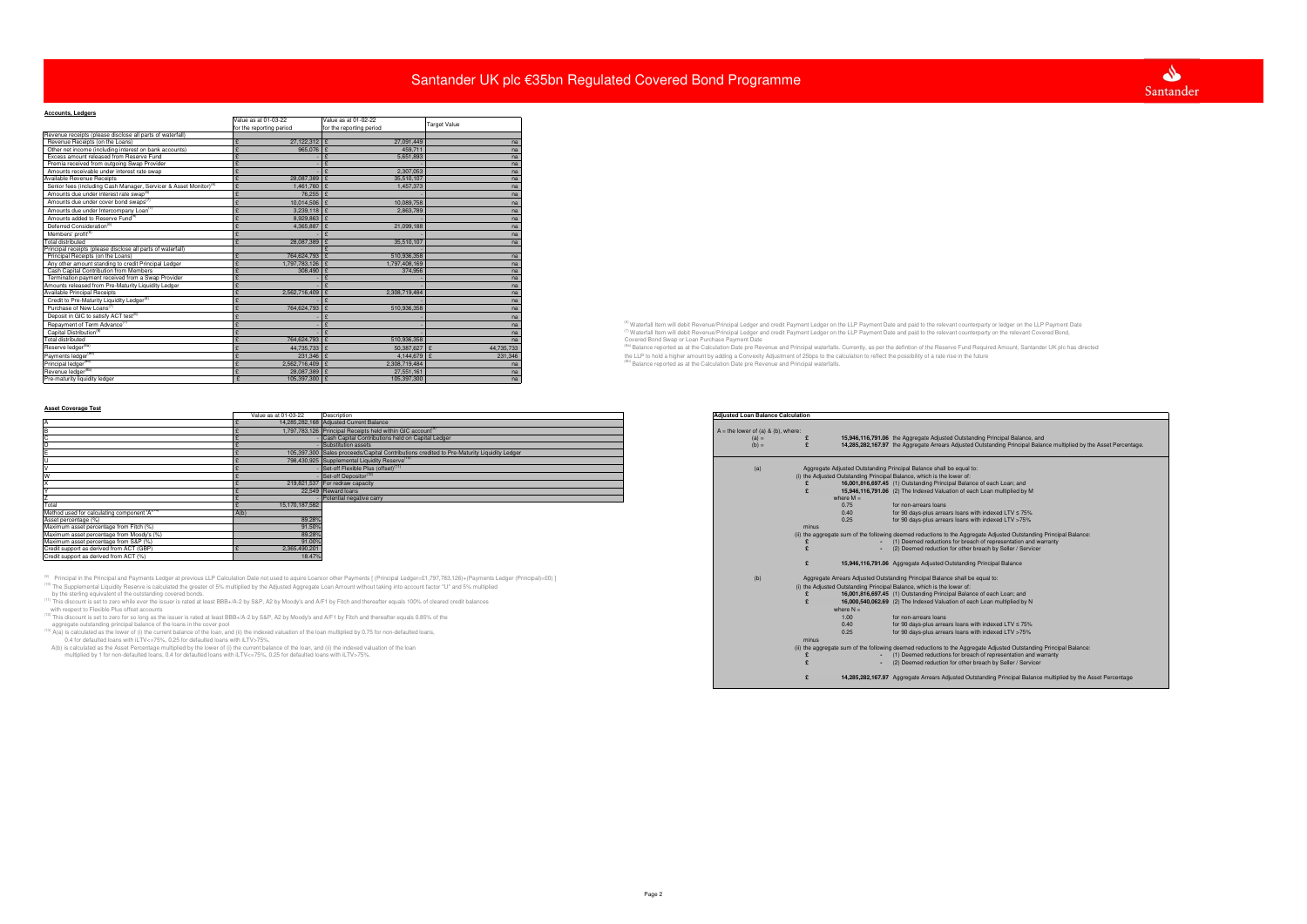# Santander UK plc €35bn Regulated Covered Bond Programme

## Accounts, Ledgers

| | Value as at 01-03-22 for the reporting period | Value as at 01-02-22 for the reporting period | Target Value |
|---|---|---|---|
| Revenue receipts (please disclose all parts of waterfall) | | | |
| Revenue Receipts (on the Loans) | £ 27,122,312 | £ 27,091,449 | na |
| Other net income (including interest on bank accounts) | £ 965,076 | £ 459,711 | na |
| Excess amount released from Reserve Fund | £ - | £ 5,651,893 | na |
| Premia received from outgoing Swap Provider | £ - | £ - | na |
| Amounts receivable under interest rate swap | £ - | £ 2,307,063 | na |
| Available Revenue Receipts | £ 28,087,389 | £ 35,510,107 | na |
| Senior fees (including Cash Manager, Servicer & Asset Monitor)[6] | £ 1,461,760 | £ 1,457,373 | na |
| Amounts due under interest rate swap[6] | £ 76,255 | £ - | na |
| Amounts due under cover bond swaps[7] | £ 10,014,506 | £ 10,089,758 | na |
| Amounts due under Intercompany Loan[7] | £ 3,239,118 | £ 2,863,789 | na |
| Amounts added to Reserve Fund[6] | £ 8,929,863 | £ - | na |
| Deferred Consideration[6] | £ 4,365,887 | £ 21,099,188 | na |
| Members' profit[6] | £ - | £ - | na |
| Total distributed | £ 28,087,389 | £ 35,510,107 | na |
| Principal receipts (please disclose all parts of waterfall) | | £ - | |
| Principal Receipts (on the Loans) | £ 764,624,793 | £ 510,936,358 | na |
| Any other amount standing to credit Principal Ledger | £ 1,797,783,126 | £ 1,797,408,169 | na |
| Cash Capital Contribution from Members | £ 308,490 | £ 374,956 | na |
| Termination payment received from a Swap Provider | £ - | £ - | na |
| Amounts released from Pre-Maturity Liquidity Ledger | £ - | £ - | na |
| Available Principal Receipts | £ 2,562,716,409 | £ 2,308,719,484 | na |
| Credit to Pre-Maturity Liquidity Ledger[6] | £ - | £ - | na |
| Purchase of New Loans[7] | £ 764,624,793 | £ 510,936,358 | na |
| Deposit in GIC to satisfy ACT test[6] | £ - | £ - | na |
| Repayment of Term Advance[7] | £ - | £ - | na |
| Capital Distribution[6] | £ - | £ - | na |
| Total distributed | £ 764,624,793 | £ 510,936,358 | na |
| Reserve ledger[8a] | £ 44,735,733 | £ 50,387,627 | £ 44,735,733 |
| Payments ledger[8a] | £ 231,346 | £ 4,144,679 | £ 231,346 |
| Principal ledger[8b] | £ 2,562,716,409 | £ 2,308,719,484 | na |
| Revenue ledger[8b] | £ 28,087,389 | £ 27,551,161 | na |
| Pre-maturity liquidity ledger | £ 105,397,300 | £ 105,397,300 | na |

[6] Waterfall item will debit Revenue/Principal Ledger and credit Payment Ledger on the LLP Payment Date and paid to the relevant counterparty or ledger on the LLP Payment Date
[7] Waterfall item will debit Revenue/Principal Ledger and credit Payment Ledger on the LLP Payment Date and paid to the relevant counterparty on the relevant Covered Bond, Covered Bond Swap or Loan Purchase Payment Date
[8a] Balance reported as at the Calculation Date pre Revenue and Principal waterfalls. Currently, as per the defintion of the Reserve Fund Required Amount, Santander UK plc has directed the LLP to hold a higher amount by adding a Convexity Adjustment of 25bps to the calculation to reflect the possibility of a rate rise in the future
[8b] Balance reported as at the Calculation Date pre Revenue and Principal waterfalls.

## Asset Coverage Test

| | Value as at 01-03-22 | Description |
|---|---|---|
| A | £ 14,285,282,168 | Adjusted Current Balance |
| B | £ 1,797,783,126 | Principal Receipts held within GIC account[9] |
| C | £ - | Cash Capital Contributions held on Capital Ledger |
| D | £ - | Substitution assets |
| E | £ 105,397,300 | Sales proceeds/Capital Contributions credited to Pre-Maturity Liquidity Ledger |
| U | £ 798,430,925 | Supplemental Liquidity Reserve[10] |
| V | £ - | Set-off Flexible Plus (offset)[11] |
| W | £ - | Set-off Depositor[12] |
| X | £ 219,821,537 | For redraw capacity |
| Y | £ 22,549 | Reward loans |
| Z | £ - | Potential negative carry |
| Total | £ 15,170,187,582 | |
| Method used for calculating component 'A'[13] | A(b) | |
| Asset percentage (%) | 89.28% | |
| Maximum asset percentage from Fitch (%) | 91.50% | |
| Maximum asset percentage from Moody's (%) | 89.28% | |
| Maximum asset percentage from S&P (%) | 91.00% | |
| Credit support as derived from ACT (GBP) | £ 2,365,490,201 | |
| Credit support as derived from ACT (%) | 18.47% | |

[9] Principal in the Principal and Payments Ledger at previous LLP Calculation Date not used to aquire Loansor other Payments [ (Principal Ledger=£1,797,783,126)+(Payments Ledger (Principal)=£0) ]
[10] The Supplemental Liquidity Reserve is calculated the greater of 5% multiplied by the Adjusted Aggregate Loan Amount without taking into account factor "U" and 5% multiplied by the sterling equivalent of the outstanding covered bonds.
[11] This discount is set to zero while ever the issuer is rated at least BBB+/A-2 by S&P, A2 by Moody's and A/F1 by Fitch and thereafter equals 100% of cleared credit balances with respect to Flexible Plus offset accounts
[12] This discount is set to zero for so long as the issuer is rated at least BBB+/A-2 by S&P, A2 by Moody's and A/F1 by Fitch and thereafter equals 0.85% of the aggregate outstanding principal balance of the loans in the cover pool
[13] A(a) is calculated as the lower of (i) the current balance of the loan, and (ii) the indexed valuation of the loan multiplied by 0.75 for non-defaulted loans, 0.4 for defaulted loans with iLTV<=75%, 0.25 for defaulted loans with iLTV>75%.
A(b) is calculated as the Asset Percentage multiplied by the lower of (i) the current balance of the loan, and (ii) the indexed valuation of the loan multiplied by 1 for non-defaulted loans, 0.4 for defaulted loans with iLTV<=75%, 0.25 for defaulted loans with iLTV>75%.

## Adjusted Loan Balance Calculation

A = the lower of (a) & (b), where:

(a) = £ **15,946,116,791.06** the Aggregate Adjusted Outstanding Principal Balance, and
(b) = £ **14,285,282,167.97** the Aggregate Arrears Adjusted Outstanding Principal Balance multiplied by the Asset Percentage.

(a) Aggregate Adjusted Outstanding Principal Balance shall be equal to:

(i) the Adjusted Outstanding Principal Balance, which is the lower of:
- £ **16,001,816,697.45** (1) Outstanding Principal Balance of each Loan; and
- £ **15,946,116,791.06** (2) The Indexed Valuation of each Loan multiplied by M

where M =
- 0.75 for non-arrears loans
- 0.40 for 90 days-plus arrears loans with indexed LTV ≤ 75%
- 0.25 for 90 days-plus arrears loans with indexed LTV >75%

minus

(ii) the aggregate sum of the following deemed reductions to the Aggregate Adjusted Outstanding Principal Balance:
- £ - (1) Deemed reductions for breach of representation and warranty
- £ - (2) Deemed reduction for other breach by Seller / Servicer

£ **15,946,116,791.06** Aggregate Adjusted Outstanding Principal Balance

(b) Aggregate Arrears Adjusted Outstanding Principal Balance shall be equal to:

(i) the Adjusted Outstanding Principal Balance, which is the lower of:
- £ **16,001,816,697.45** (1) Outstanding Principal Balance of each Loan; and
- £ **16,000,540,062.69** (2) The Indexed Valuation of each Loan multiplied by N

where N =
- 1.00 for non-arrears loans
- 0.40 for 90 days-plus arrears loans with indexed LTV ≤ 75%
- 0.25 for 90 days-plus arrears loans with indexed LTV >75%

minus

(ii) the aggregate sum of the following deemed reductions to the Aggregate Adjusted Outstanding Principal Balance:
- £ - (1) Deemed reductions for breach of representation and warranty
- £ - (2) Deemed reduction for other breach by Seller / Servicer

£ **14,285,282,167.97** Aggregate Arrears Adjusted Outstanding Principal Balance multiplied by the Asset Percentage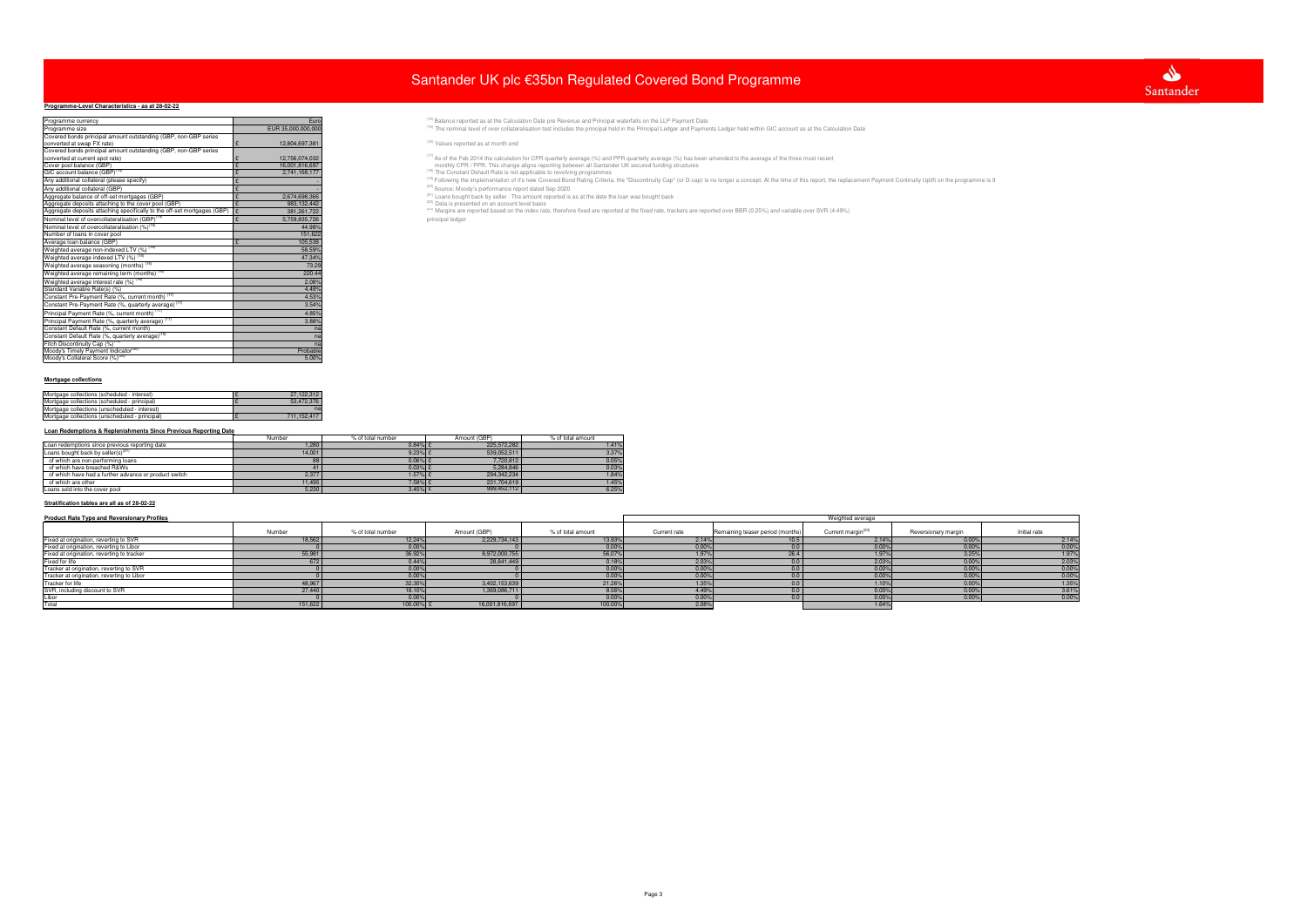# Santander UK plc €35bn Regulated Covered Bond Programme

### Programme-Level Characteristics - as at 28-02-22

| | | |
|---|---|---|
| Programme currency | | Euro |
| Programme size | | EUR 35,000,000,000 |
| Covered bonds principal amount outstanding (GBP, non-GBP series converted at swap FX rate) | £ | 12,804,697,381 |
| Covered bonds principal amount outstanding (GBP, non-GBP series converted at current spot rate) | £ | 12,756,074,032 |
| Cover pool balance (GBP) | £ | 16,001,816,697 |
| GIC account balance (GBP)[15] | £ | 2,741,168,177 |
| Any additional collateral (please specify) | £ | - |
| Any additional collateral (GBP) | £ | - |
| Aggregate balance of off-set mortgages (GBP) | £ | 2,674,698,366 |
| Aggregate deposits attaching to the cover pool (GBP) | £ | 983,132,442 |
| Aggregate deposits attaching specifically to the off-set mortgages (GBP) | £ | 381,261,722 |
| Nominal level of overcollateralisation (GBP)[16] | £ | 5,759,635,726 |
| Nominal level of overcollateralisation (%)[16] | | 44.98% |
| Number of loans in cover pool | | 151,622 |
| Average loan balance (GBP) | £ | 105,538 |
| Weighted average non-indexed LTV (%) [19] | | 58.59% |
| Weighted average indexed LTV (%) [19] | | 47.34% |
| Weighted average seasoning (months) [19] | | 73.29 |
| Weighted average remaining term (months) [19] | | 220.44 |
| Weighted average interest rate (%) [19] | | 2.08% |
| Standard Variable Rate(s) (%) | | 4.49% |
| Constant Pre-Payment Rate (%, current month) [17] | | 4.53% |
| Constant Pre-Payment Rate (%, quarterly average) [17] | | 3.54% |
| Principal Payment Rate (%, current month) [17] | | 4.85% |
| Principal Payment Rate (%, quarterly average) [17] | | 3.88% |
| Constant Default Rate (%, current month) | | na |
| Constant Default Rate (%, quarterly average)[18] | | na |
| Fitch Discontinuity Cap (%)[19] | | na |
| Moody's Timely Payment Indicator[20] | | Probable |
| Moody's Collateral Score (%)[20] | | 5.00% |

[15] Balance reported as at the Calculation Date pre Revenue and Principal waterfalls on the LLP Payment Date

[16] The nominal level of over collateralisation test includes the principal held in the Principal Ledger and Payments Ledger held within GIC account as at the Calculation Date

[18] Values reported as at month end

[17] As of the Feb 2014 the calculation for CPR quarterly average (%) and PPR quarterly average (%) has been amended to the average of the three most recent monthly CPR / PPR. This change aligns reporting between all Santander UK secured funding structures

[18] The Constant Default Rate is not applicable to revolving programmes

[19] Following the implementation of it's new Covered Bond Rating Criteria, the "Discontinuity Cap" (or D-cap) is no longer a concept. At the time of this report, the replacement Payment Continuity Uplift on the programme is 9

[20] Source: Moody's performance report dated Sep 2020

[21] Loans bought back by seller : The amount reported is as at the date the loan was bought back

[22] Data is presented on an account level basis

[23] Margins are reported based on the index rate, therefore fixed are reported at the fixed rate, trackers are reported over BBR (0.25%) and variable over SVR (4.49%) principal ledger

### Mortgage collections

| | | |
|---|---|---|
| Mortgage collections (scheduled - interest) | £ | 27,122,312 |
| Mortgage collections (scheduled - principal) | £ | 53,472,376 |
| Mortgage collections (unscheduled - interest) | | na |
| Mortgage collections (unscheduled - principal) | £ | 711,152,417 |

### Loan Redemptions & Replenishments Since Previous Reporting Date

| | Number | % of total number | Amount (GBP) | % of total amount |
|---|---|---|---|---|
| Loan redemptions since previous reporting date | 1,280 | 0.84% | £ 225,572,282 | 1.41% |
| Loans bought back by seller(s)[21] | 14,001 | 9.23% | £ 539,052,511 | 3.37% |
| of which are non-performing loans | 88 | 0.06% | £ 7,720,812 | 0.05% |
| of which have breached R&Ws | 41 | 0.03% | £ 5,284,846 | 0.03% |
| of which have had a further advance or product switch | 2,377 | 1.57% | £ 294,342,234 | 1.84% |
| of which are other | 11,495 | 7.58% | £ 231,704,619 | 1.45% |
| Loans sold into the cover pool | 5,230 | 3.45% | £ 999,452,112 | 6.25% |

### Stratification tables are all as of 28-02-22

#### Product Rate Type and Reversionary Profiles

| | Number | % of total number | Amount (GBP) | % of total amount | Weighted average | | | | |
|---|---|---|---|---|---|---|---|---|---|
| | | | | | Current rate | Remaining teaser period (months) | Current margin[23] | Reversionary margin | Initial rate |
| Fixed at origination, reverting to SVR | 18,562 | 12.24% | 2,229,734,143 | 13.93% | 2.14% | 10.5 | 2.14% | 0.00% | 2.14% |
| Fixed at origination, reverting to Libor | 0 | 0.00% | 0 | 0.00% | 0.00% | 0.0 | 0.00% | 0.00% | 0.00% |
| Fixed at origination, reverting to tracker | 55,981 | 36.92% | 8,972,000,755 | 56.07% | 1.97% | 26.4 | 1.97% | 3.25% | 1.97% |
| Fixed for life | 672 | 0.44% | 28,841,449 | 0.18% | 2.03% | 0.0 | 2.03% | 0.00% | 2.03% |
| Tracker at origination, reverting to SVR | 0 | 0.00% | 0 | 0.00% | 0.00% | 0.0 | 0.00% | 0.00% | 0.00% |
| Tracker at origination, reverting to Libor | 0 | 0.00% | 0 | 0.00% | 0.00% | 0.0 | 0.00% | 0.00% | 0.00% |
| Tracker for life | 48,967 | 32.30% | 3,402,153,639 | 21.26% | 1.35% | 0.0 | 1.10% | 0.00% | 1.35% |
| SVR, including discount to SVR | 27,440 | 18.10% | 1,369,086,711 | 8.56% | 4.49% | 0.0 | 0.00% | 0.00% | 3.61% |
| Libor | 0 | 0.00% | 0 | 0.00% | 0.00% | 0.0 | 0.00% | 0.00% | 0.00% |
| Total | 151,622 | 100.00% | £ 16,001,816,697 | 100.00% | 2.08% | | 1.64% | | |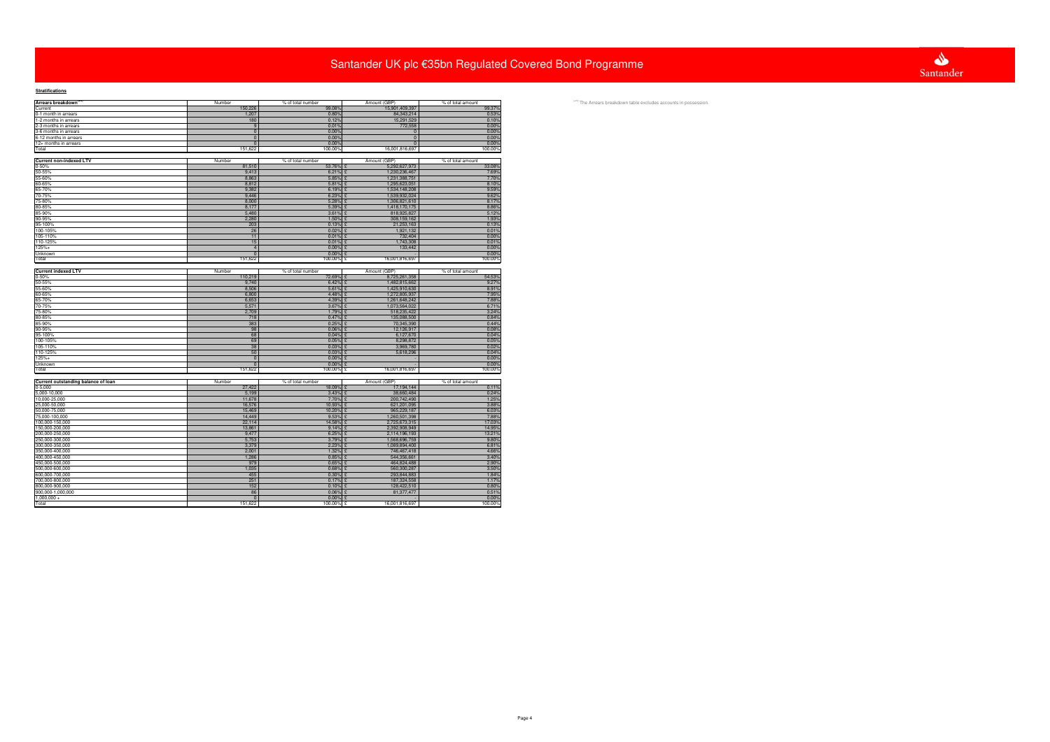# Santander UK plc €35bn Regulated Covered Bond Programme

**Stratifications**

| Arrears breakdown[(xv)] | Number | % of total number | Amount (GBP) | % of total amount |
|---|---|---|---|---|
| Current | 150,226 | 99.08% | 15,901,409,397 | 99.37% |
| 0-1 month in arrears | 1,207 | 0.80% | 84,343,214 | 0.53% |
| 1-2 months in arrears | 180 | 0.12% | 15,291,529 | 0.10% |
| 2-3 months in arrears | 9 | 0.01% | 772,558 | 0.00% |
| 3-6 months in arrears | 0 | 0.00% | 0 | 0.00% |
| 6-12 months in arrears | 0 | 0.00% | 0 | 0.00% |
| 12+ months in arrears | 0 | 0.00% | 0 | 0.00% |
| Total | 151,622 | 100.00% | 16,001,816,697 | 100.00% |

[(xv)] The Arrears breakdown table excludes accounts in possession.

| Current non-indexed LTV | Number | % of total number | Amount (GBP) | % of total amount |
|---|---|---|---|---|
| 0-50% | 81,510 | 53.76% | £ 5,292,827,373 | 33.08% |
| 50-55% | 9,413 | 6.21% | £ 1,230,236,467 | 7.69% |
| 55-60% | 8,863 | 5.85% | £ 1,231,388,751 | 7.70% |
| 60-65% | 8,812 | 5.81% | £ 1,295,623,051 | 8.10% |
| 65-70% | 9,382 | 6.19% | £ 1,534,148,208 | 9.59% |
| 70-75% | 9,446 | 6.23% | £ 1,539,932,024 | 9.62% |
| 75-80% | 8,000 | 5.28% | £ 1,306,821,610 | 8.17% |
| 80-85% | 8,177 | 5.39% | £ 1,418,170,175 | 8.86% |
| 85-90% | 5,480 | 3.61% | £ 818,925,827 | 5.12% |
| 90-95% | 2,280 | 1.50% | £ 308,159,162 | 1.93% |
| 95-100% | 203 | 0.13% | £ 21,253,163 | 0.13% |
| 100-105% | 26 | 0.02% | £ 1,921,132 | 0.01% |
| 105-110% | 11 | 0.01% | £ 732,404 | 0.00% |
| 110-125% | 15 | 0.01% | £ 1,743,308 | 0.01% |
| 125%+ | 4 | 0.00% | £ 133,442 | 0.00% |
| Unknown | 0 | 0.00% | £ - | 0.00% |
| Total | 151,622 | 100.00% | £ 16,001,816,697 | 100.00% |

| Current indexed LTV | Number | % of total number | Amount (GBP) | % of total amount |
|---|---|---|---|---|
| 0-50% | 110,219 | 72.69% | £ 8,725,261,358 | 54.53% |
| 50-55% | 9,740 | 6.42% | £ 1,482,815,682 | 9.27% |
| 55-60% | 8,506 | 5.61% | £ 1,425,910,630 | 8.91% |
| 60-65% | 6,800 | 4.48% | £ 1,272,805,937 | 7.95% |
| 65-70% | 6,653 | 4.39% | £ 1,261,648,242 | 7.88% |
| 70-75% | 5,571 | 3.67% | £ 1,073,564,022 | 6.71% |
| 75-80% | 2,709 | 1.79% | £ 518,235,422 | 3.24% |
| 80-85% | 718 | 0.47% | £ 135,088,500 | 0.84% |
| 85-90% | 383 | 0.25% | £ 70,345,390 | 0.44% |
| 90-95% | 98 | 0.06% | £ 12,126,917 | 0.08% |
| 95-100% | 68 | 0.04% | £ 6,127,670 | 0.04% |
| 100-105% | 69 | 0.05% | £ 8,298,872 | 0.05% |
| 105-110% | 38 | 0.03% | £ 3,969,760 | 0.02% |
| 110-125% | 50 | 0.03% | £ 5,618,296 | 0.04% |
| 125%+ | 0 | 0.00% | £ - | 0.00% |
| Unknown | 0 | 0.00% | £ - | 0.00% |
| Total | 151,622 | 100.00% | £ 16,001,816,697 | 100.00% |

| Current outstanding balance of loan | Number | % of total number | Amount (GBP) | % of total amount |
|---|---|---|---|---|
| 0-5,000 | 27,422 | 18.09% | £ 17,194,144 | 0.11% |
| 5,000-10,000 | 5,199 | 3.43% | £ 38,660,484 | 0.24% |
| 10,000-25,000 | 11,678 | 7.70% | £ 200,742,490 | 1.25% |
| 25,000-50,000 | 16,576 | 10.93% | £ 621,201,095 | 3.88% |
| 50,000-75,000 | 15,469 | 10.20% | £ 965,229,187 | 6.03% |
| 75,000-100,000 | 14,449 | 9.53% | £ 1,260,501,398 | 7.88% |
| 100,000-150,000 | 22,114 | 14.58% | £ 2,725,673,315 | 17.03% |
| 150,000-200,000 | 13,861 | 9.14% | £ 2,392,908,949 | 14.95% |
| 200,000-250,000 | 9,477 | 6.25% | £ 2,114,196,193 | 13.21% |
| 250,000-300,000 | 5,753 | 3.79% | £ 1,568,896,759 | 9.80% |
| 300,000-350,000 | 3,379 | 2.23% | £ 1,089,894,400 | 6.81% |
| 350,000-400,000 | 2,001 | 1.32% | £ 746,467,418 | 4.66% |
| 400,000-450,000 | 1,286 | 0.85% | £ 544,356,661 | 3.40% |
| 450,000-500,000 | 979 | 0.65% | £ 464,824,488 | 2.90% |
| 500,000-600,000 | 1,035 | 0.68% | £ 560,300,287 | 3.50% |
| 600,000-700,000 | 455 | 0.30% | £ 293,844,883 | 1.84% |
| 700,000-800,000 | 251 | 0.17% | £ 187,324,558 | 1.17% |
| 800,000-900,000 | 152 | 0.10% | £ 128,422,510 | 0.80% |
| 900,000-1,000,000 | 86 | 0.06% | £ 81,377,477 | 0.51% |
| 1,000,000 + | 0 | 0.00% | £ - | 0.00% |
| Total | 151,622 | 100.00% | £ 16,001,816,697 | 100.00% |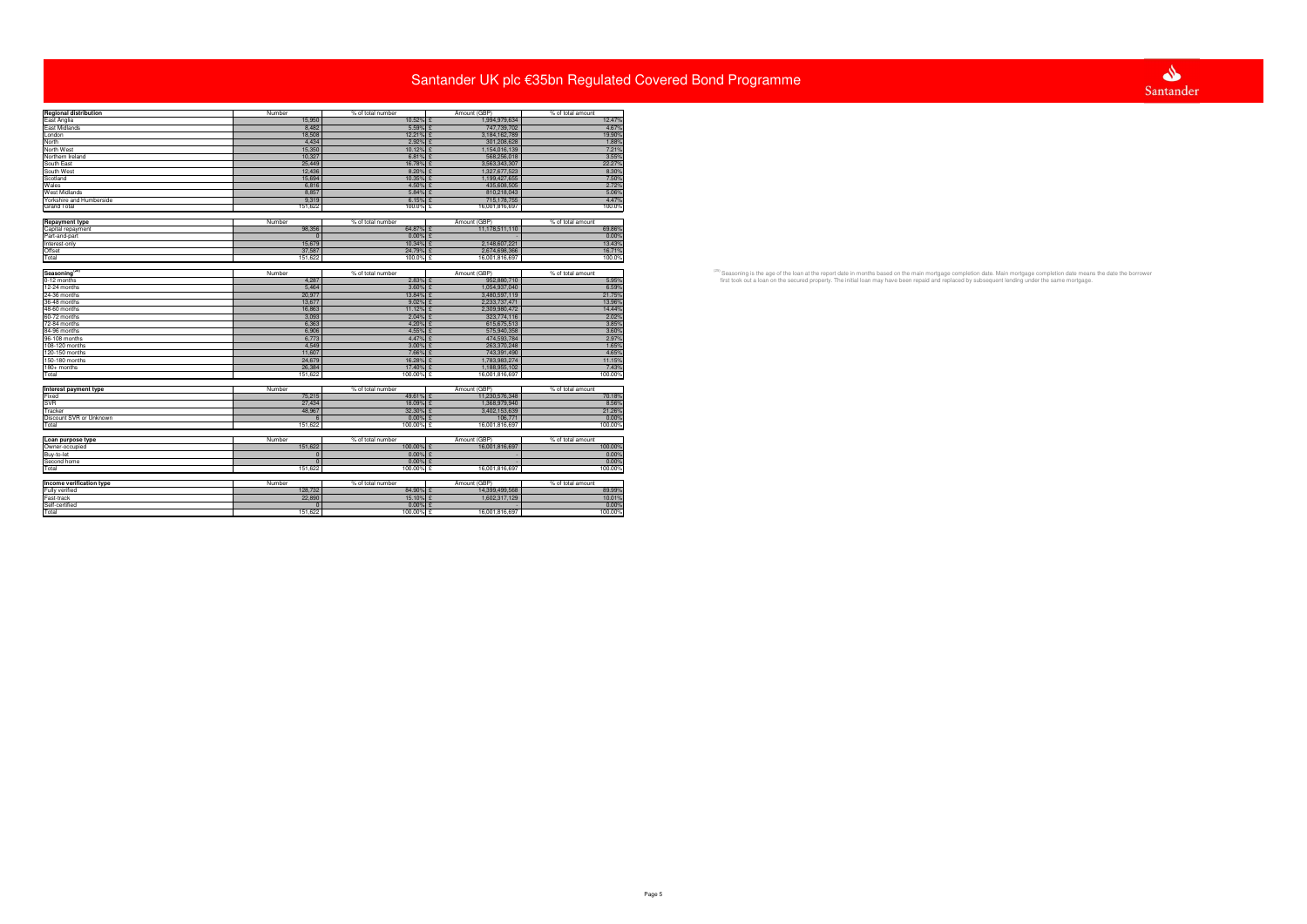# Santander UK plc €35bn Regulated Covered Bond Programme

| Regional distribution | Number | % of total number | Amount (GBP) | % of total amount |
|---|---|---|---|---|
| East Anglia | 15,950 | 10.52% | £ 1,994,979,634 | 12.47% |
| East Midlands | 8,482 | 5.59% | £ 747,739,702 | 4.67% |
| London | 18,508 | 12.21% | £ 3,184,162,789 | 19.90% |
| North | 4,434 | 2.92% | £ 301,208,628 | 1.88% |
| North West | 15,350 | 10.12% | £ 1,154,016,139 | 7.21% |
| Northern Ireland | 10,327 | 6.81% | £ 568,256,018 | 3.55% |
| South East | 25,449 | 16.78% | £ 3,563,343,307 | 22.27% |
| South West | 12,436 | 8.20% | £ 1,327,677,523 | 8.30% |
| Scotland | 15,694 | 10.35% | £ 1,199,427,655 | 7.50% |
| Wales | 6,816 | 4.50% | £ 435,608,505 | 2.72% |
| West Midlands | 8,857 | 5.84% | £ 810,218,043 | 5.06% |
| Yorkshire and Humberside | 9,319 | 6.15% | £ 715,178,755 | 4.47% |
| Grand Total | 151,622 | 100.0% | £ 16,001,816,697 | 100.0% |

| Repayment type | Number | % of total number | Amount (GBP) | % of total amount |
|---|---|---|---|---|
| Capital repayment | 98,356 | 64.87% | £ 11,178,511,110 | 69.86% |
| Part-and-part | 0 | 0.00% | £ - | 0.00% |
| Interest-only | 15,679 | 10.34% | £ 2,148,607,221 | 13.43% |
| Offset | 37,587 | 24.79% | £ 2,674,698,366 | 16.71% |
| Total | 151,622 | 100.0% | £ 16,001,816,697 | 100.0% |

| Seasoning[26] | Number | % of total number | Amount (GBP) | % of total amount |
|---|---|---|---|---|
| 0-12 months | 4,287 | 2.83% | £ 952,880,710 | 5.95% |
| 12-24 months | 5,464 | 3.60% | £ 1,054,937,040 | 6.59% |
| 24-36 months | 20,977 | 13.84% | £ 3,480,597,119 | 21.75% |
| 36-48 months | 13,677 | 9.02% | £ 2,233,737,471 | 13.96% |
| 48-60 months | 16,863 | 11.12% | £ 2,309,980,472 | 14.44% |
| 60-72 months | 3,093 | 2.04% | £ 323,774,116 | 2.02% |
| 72-84 months | 6,363 | 4.20% | £ 615,675,513 | 3.85% |
| 84-96 months | 6,906 | 4.55% | £ 575,940,358 | 3.60% |
| 96-108 months | 6,773 | 4.47% | £ 474,593,784 | 2.97% |
| 108-120 months | 4,549 | 3.00% | £ 263,370,248 | 1.65% |
| 120-150 months | 11,607 | 7.66% | £ 743,391,490 | 4.65% |
| 150-180 months | 24,679 | 16.28% | £ 1,783,983,274 | 11.15% |
| 180+ months | 26,384 | 17.40% | £ 1,188,955,102 | 7.43% |
| Total | 151,622 | 100.00% | £ 16,001,816,697 | 100.00% |

[26] Seasoning is the age of the loan at the report date in months based on the main mortgage completion date. Main mortgage completion date means the date the borrower first took out a loan on the secured property. The initial loan may have been repaid and replaced by subsequent lending under the same mortgage.

| Interest payment type | Number | % of total number | Amount (GBP) | % of total amount |
|---|---|---|---|---|
| Fixed | 75,215 | 49.61% | £ 11,230,576,348 | 70.18% |
| SVR | 27,434 | 18.09% | £ 1,368,979,940 | 8.56% |
| Tracker | 48,967 | 32.30% | £ 3,402,153,639 | 21.26% |
| Discount SVR or Unknown | 6 | 0.00% | £ 106,771 | 0.00% |
| Total | 151,622 | 100.00% | £ 16,001,816,697 | 100.00% |

| Loan purpose type | Number | % of total number | Amount (GBP) | % of total amount |
|---|---|---|---|---|
| Owner-occupied | 151,622 | 100.00% | £ 16,001,816,697 | 100.00% |
| Buy-to-let | 0 | 0.00% | £ - | 0.00% |
| Second home | 0 | 0.00% | £ - | 0.00% |
| Total | 151,622 | 100.00% | £ 16,001,816,697 | 100.00% |

| Income verification type | Number | % of total number | Amount (GBP) | % of total amount |
|---|---|---|---|---|
| Fully verified | 128,732 | 84.90% | £ 14,399,499,568 | 89.99% |
| Fast-track | 22,890 | 15.10% | £ 1,602,317,129 | 10.01% |
| Self-certified | 0 | 0.00% | £ - | 0.00% |
| Total | 151,622 | 100.00% | £ 16,001,816,697 | 100.00% |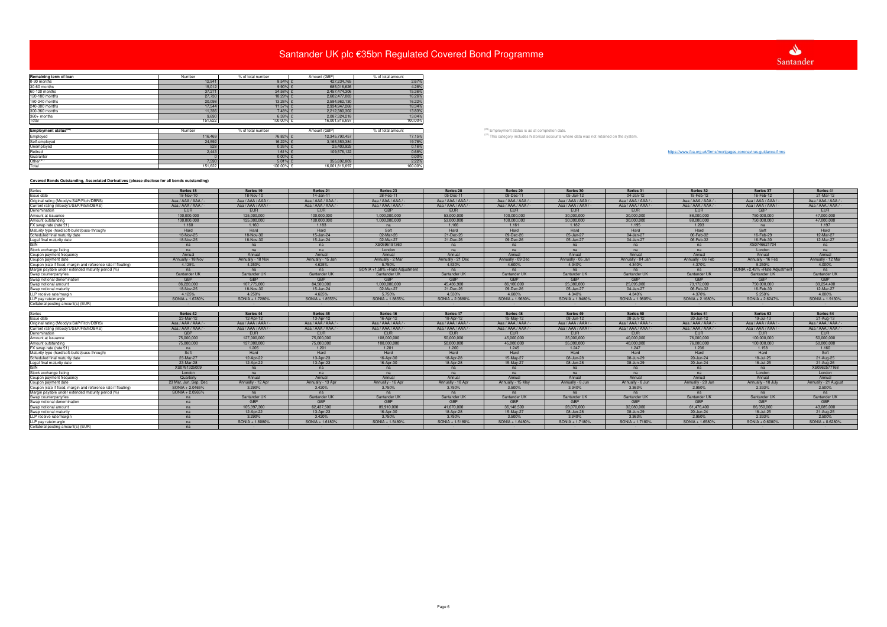# Santander UK plc €35bn Regulated Covered Bond Programme

| Remaining term of loan | Number | % of total number | Amount (GBP) | % of total amount |
|---|---|---|---|---|
| 0-30 months | 12,941 | 8.54% | £ 427,234,765 | 2.67% |
| 30-60 months | 15,012 | 9.90% | £ 685,016,626 | 4.28% |
| 60-120 months | 37,271 | 24.58% | £ 2,457,474,306 | 15.36% |
| 120-180 months | 27,730 | 18.29% | £ 2,602,477,083 | 16.26% |
| 180-240 months | 20,098 | 13.26% | £ 2,594,962,130 | 16.22% |
| 240-300 months | 17,544 | 11.57% | £ 2,934,947,268 | 18.34% |
| 300-360 months | 11,336 | 7.48% | £ 2,212,380,302 | 13.83% |
| 360+ months | 9,690 | 6.39% | £ 2,087,324,218 | 13.04% |
| Total | 151,622 | 100.00% | £ 16,001,816,697 | 100.00% |

| Employment status[26] | Number | % of total number | Amount (GBP) | % of total amount |
|---|---|---|---|---|
| Employed | 116,469 | 76.82% | £ 12,345,790,457 | 77.15% |
| Self-employed | 24,592 | 16.22% | £ 3,165,353,384 | 19.78% |
| Unemployed | 528 | 0.35% | £ 25,403,925 | 0.16% |
| Retired | 2,443 | 1.61% | £ 109,576,122 | 0.68% |
| Guarantor | 0 | 0.00% | £ - | 0.00% |
| Other[27] | 7,590 | 5.01% | £ 355,692,809 | 2.22% |
| Total | 151,622 | 100.00% | £ 16,001,816,697 | 100.00% |

[26] Employment status is as at completion date.

[27] This category includes historical accounts where data was not retained on the system.

https://www.fca.org.uk/firms/mortgages-coronavirus-guidance-firms

## Covered Bonds Outstanding, Associated Derivatives (please disclose for all bonds outstanding)

| Series | Series 18 | Series 19 | Series 21 | Series 23 | Series 28 | Series 29 | Series 30 | Series 31 | Series 32 | Series 37 | Series 41 |
|---|---|---|---|---|---|---|---|---|---|---|---|
| Issue date | 18-Nov-10 | 18-Nov-10 | 14-Jan-11 | 28-Feb-11 | 05-Dec-11 | 09-Dec-11 | 05-Jan-12 | 04-Jan-12 | 15-Feb-12 | 16-Feb-12 | 21-Mar-12 |
| Original rating (Moody's/S&P/Fitch/DBRS) | Aaa / AAA / AAA / - | Aaa / AAA / AAA / - | Aaa / AAA / AAA / - | Aaa / AAA / AAA / - | Aaa / AAA / AAA / - | Aaa / AAA / AAA / - | Aaa / AAA / AAA / - | Aaa / AAA / AAA / - | Aaa / AAA / AAA / - | Aaa / AAA / AAA / - | Aaa / AAA / AAA / - |
| Current rating (Moody's/S&P/Fitch/DBRS) | Aaa / AAA / AAA / - | Aaa / AAA / AAA / - | Aaa / AAA / AAA / - | Aaa / AAA / AAA / - | Aaa / AAA / AAA / - | Aaa / AAA / AAA / - | Aaa / AAA / AAA / - | Aaa / AAA / AAA / - | Aaa / AAA / AAA / - | Aaa / AAA / AAA / - | Aaa / AAA / AAA / - |
| Denomination | EUR | EUR | EUR | GBP | EUR | EUR | EUR | EUR | EUR | GBP | EUR |
| Amount at issuance | 100,000,000 | 125,000,000 | 100,000,000 | 1,000,000,000 | 53,000,000 | 100,000,000 | 30,000,000 | 30,000,000 | 88,000,000 | 750,000,000 | 47,000,000 |
| Amount outstanding | 100,000,000 | 125,000,000 | 100,000,000 | 1,000,000,000 | 53,000,000 | 100,000,000 | 30,000,000 | 30,000,000 | 88,000,000 | 750,000,000 | 47,000,000 |
| FX swap rate (rate:£1) | 1.160 | 1.160 | 1.183 | na | 1.166 | 1.161 | 1.182 | 1.195 | 1.203 | na | 1.197 |
| Maturity type (hard/soft-bullet/pass-through) | Hard | Hard | Hard | Soft | Hard | Hard | Hard | Hard | Hard | Soft | Hard |
| Scheduled final maturity date | 18-Nov-25 | 18-Nov-30 | 15-Jan-24 | 02-Mar-26 | 21-Dec-26 | 09-Dec-26 | 05-Jan-27 | 04-Jan-27 | 06-Feb-32 | 16-Feb-29 | 12-Mar-27 |
| Legal final maturity date | 18-Nov-25 | 18-Nov-30 | 15-Jan-24 | 02-Mar-27 | 21-Dec-26 | 09-Dec-26 | 05-Jan-27 | 04-Jan-27 | 06-Feb-32 | 16-Feb-30 | 12-Mar-27 |
| ISIN | na | na | na | XS0596191360 | na | na | na | na | na | XS0746621704 | na |
| Stock exchange listing | na | na | na | London | na | na | na | na | na | London | na |
| Coupon payment frequency | Annual | Annual | Annual | Annual | Annual | Annual | Annual | Annual | Annual | Annual | Annual |
| Coupon payment date | Annually - 18 Nov | Annually - 18 Nov | Annually - 15 Jan | Annually - 2 Mar | Annually - 21 Dec | Annually - 09 Dec | Annually - 05 Jan | Annually - 04 Jan | Annually - 06 Feb | Annually - 16 Feb | Annually - 12 Mar |
| Coupon (rate if fixed, margin and reference rate if floating) | 4.125% | 4.250% | 4.625% | 5.750% | 4.530% | 4.600% | 4.340% | 4.340% | 4.370% | 5.250% | 4.000% |
| Margin payable under extended maturity period (%) | na | na | na | SONIA +1.58% +Rate Adjustment | na | na | na | na | na | SONIA +2.45% +Rate Adjustment | na |
| Swap counterparty/ies | Santander UK | Santander UK | Santander UK | Santander UK | Santander UK | Santander UK | Santander UK | Santander UK | Santander UK | Santander UK | Santander UK |
| Swap notional denomination | GBP | GBP | GBP | GBP | GBP | GBP | GBP | GBP | GBP | GBP | GBP |
| Swap notional amount | 86,220,000 | 107,775,000 | 84,500,000 | 1,000,000,000 | 45,436,900 | 86,100,000 | 25,380,000 | 25,095,000 | 73,172,000 | 750,000,000 | 39,254,400 |
| Swap notional maturity | 18-Nov-25 | 18-Nov-30 | 15-Jan-24 | 02-Mar-27 | 21-Dec-26 | 09-Dec-26 | 05-Jan-27 | 04-Jan-27 | 06-Feb-32 | 16-Feb-30 | 12-Mar-27 |
| LLP receive rate/margin | 4.125% | 4.250% | 4.625% | 5.750% | 4.530% | 4.600% | 4.340% | 4.340% | 4.370% | 5.250% | 4.000% |
| LLP pay rate/margin | SONIA + 1.6780% | SONIA + 1.7280% | SONIA + 1.8555% | SONIA + 1.8855% | SONIA + 2.0680% | SONIA + 1.9680% | SONIA + 1.9480% | SONIA + 1.9805% | SONIA + 2.1680% | SONIA + 2.6247% | SONIA + 1.9130% |
| Collateral posting amount(s) (EUR) | - | - | - | - | - | - | - | - | - | - | - |

| Series | Series 42 | Series 44 | Series 45 | Series 46 | Series 47 | Series 48 | Series 49 | Series 50 | Series 51 | Series 53 | Series 54 |
|---|---|---|---|---|---|---|---|---|---|---|---|
| Issue date | 23-Mar-12 | 12-Apr-12 | 13-Apr-12 | 16-Apr-12 | 18-Apr-12 | 15-May-12 | 08-Jun-12 | 08-Jun-12 | 20-Jun-12 | 19-Jul-13 | 21-Aug-13 |
| Original rating (Moody's/S&P/Fitch/DBRS) | Aaa / AAA / AAA / - | Aaa / AAA / AAA / - | Aaa / AAA / AAA / - | Aaa / AAA / AAA / - | Aaa / AAA / AAA / - | Aaa / AAA / AAA / - | Aaa / AAA / AAA / - | Aaa / AAA / AAA / - | Aaa / AAA / AAA / - | Aaa / AAA / AAA / - | Aaa / AAA / AAA / - |
| Current rating (Moody's/S&P/Fitch/DBRS) | Aaa / AAA / AAA / - | Aaa / AAA / AAA / - | Aaa / AAA / AAA / - | Aaa / AAA / AAA / - | Aaa / AAA / AAA / - | Aaa / AAA / AAA / - | Aaa / AAA / AAA / - | Aaa / AAA / AAA / - | Aaa / AAA / AAA / - | Aaa / AAA / AAA / - | Aaa / AAA / AAA / - |
| Denomination | GBP | EUR | EUR | EUR | EUR | EUR | EUR | EUR | EUR | EUR | EUR |
| Amount at issuance | 75,000,000 | 127,000,000 | 75,000,000 | 108,000,000 | 50,000,000 | 45,000,000 | 35,000,000 | 40,000,000 | 76,000,000 | 100,000,000 | 50,000,000 |
| Amount outstanding | 75,000,000 | 127,000,000 | 75,000,000 | 108,000,000 | 50,000,000 | 45,000,000 | 35,000,000 | 40,000,000 | 76,000,000 | 100,000,000 | 50,000,000 |
| FX swap rate (rate:£1) | na | 1.205 | 1.201 | 1.201 | 1.200 | 1.245 | 1.247 | 1.247 | 1.236 | 1.158 | 1.160 |
| Maturity type (hard/soft-bullet/pass-through) | Soft | Hard | Hard | Hard | Hard | Hard | Hard | Hard | Hard | Hard | Soft |
| Scheduled final maturity date | 23-Mar-27 | 12-Apr-22 | 13-Apr-23 | 16-Apr-30 | 18-Apr-28 | 15-May-27 | 08-Jun-28 | 08-Jun-29 | 20-Jun-24 | 18-Jul-25 | 21-Aug-25 |
| Legal final maturity date | 23-Mar-28 | 12-Apr-22 | 13-Apr-23 | 16-Apr-30 | 18-Apr-28 | 15-May-27 | 08-Jun-28 | 08-Jun-29 | 20-Jun-24 | 18-Jul-25 | 21-Aug-26 |
| ISIN | XS0761325009 | na | na | na | na | na | na | na | na | na | XS0962577168 |
| Stock exchange listing | London | na | na | na | na | na | na | na | na | London | London |
| Coupon payment frequency | Quarterly | Annual | Annual | Annual | Annual | Annual | Annual | Annual | Annual | Annual | Annual |
| Coupon payment date | 23 Mar, Jun, Sep, Dec | Annually - 12 Apr | Annually - 13 Apr | Annually - 16 Apr | Annually - 18 Apr | Annually - 15 May | Annually - 8 Jun | Annually - 8 Jun | Annually - 20 Jun | Annually - 18 July | Annually - 21 August |
| Coupon (rate if fixed, margin and reference rate if floating) | SONIA + 2.0465% | 3.290% | 3.420% | 3.750% | 3.750% | 3.500% | 3.340% | 3.363% | 2.950% | 2.333% | 2.500% |
| Margin payable under extended maturity period (%) | SONIA + 2.0965% | na | na | na | na | na | na | na | na | na | na |
| Swap counterparty/ies | na | Santander UK | Santander UK | Santander UK | Santander UK | Santander UK | Santander UK | Santander UK | Santander UK | Santander UK | Santander UK |
| Swap notional denomination | na | GBP | GBP | GBP | GBP | GBP | GBP | GBP | GBP | GBP | GBP |
| Swap notional amount | na | 105,397,300 | 62,437,500 | 89,910,000 | 41,670,000 | 36,148,500 | 28,070,000 | 32,080,000 | 61,476,400 | 86,350,000 | 43,085,000 |
| Swap notional maturity | na | 12-Apr-22 | 13-Apr-23 | 16-Apr-30 | 18-Apr-28 | 15-May-27 | 08-Jun-28 | 08-Jun-29 | 20-Jun-24 | 18-Jul-25 | 21-Aug-25 |
| LLP receive rate/margin | na | 3.290% | 3.420% | 3.750% | 3.750% | 3.500% | 3.340% | 3.363% | 2.950% | 2.333% | 2.500% |
| LLP pay rate/margin | na | SONIA + 1.6080% | SONIA + 1.6180% | SONIA + 1.5480% | SONIA + 1.5180% | SONIA + 1.6480% | SONIA + 1.7180% | SONIA + 1.7180% | SONIA + 1.6580% | SONIA + 0.6080% | SONIA + 0.6280% |
| Collateral posting amount(s) (EUR) | na | - | - | - | - | - | - | - | - | - | - |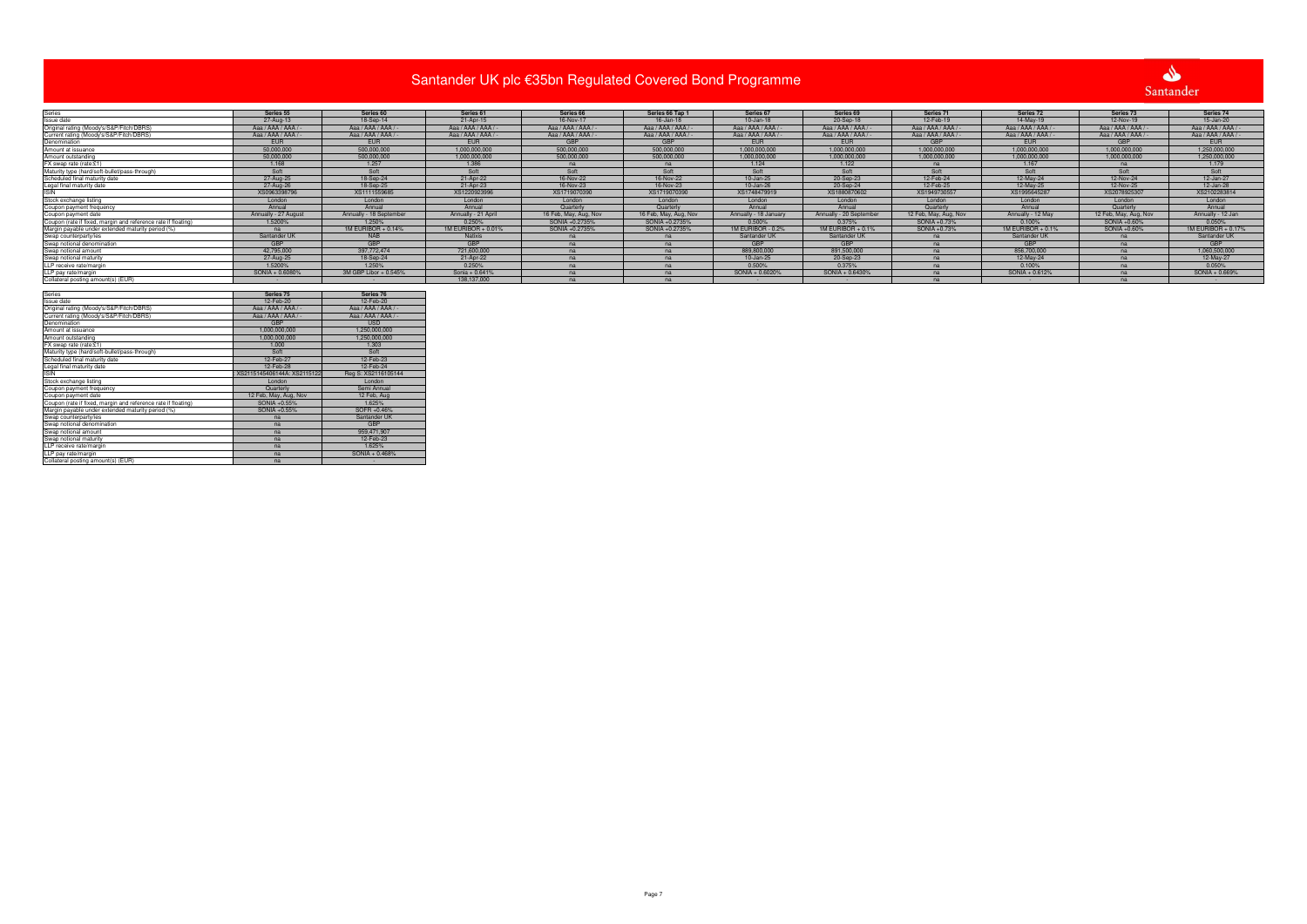# Santander UK plc €35bn Regulated Covered Bond Programme

| Series | Series 55 | Series 60 | Series 61 | Series 66 | Series 66 Tap 1 | Series 67 | Series 69 | Series 71 | Series 72 | Series 73 | Series 74 |
|---|---|---|---|---|---|---|---|---|---|---|---|
| Issue date | 27-Aug-13 | 18-Sep-14 | 21-Apr-15 | 16-Nov-17 | 16-Jan-18 | 10-Jan-18 | 20-Sep-18 | 12-Feb-19 | 14-May-19 | 12-Nov-19 | 15-Jan-20 |
| Original rating (Moody's/S&P/Fitch/DBRS) | Aaa / AAA / AAA / - | Aaa / AAA / AAA / - | Aaa / AAA / AAA / - | Aaa / AAA / AAA / - | Aaa / AAA / AAA / - | Aaa / AAA / AAA / - | Aaa / AAA / AAA / - | Aaa / AAA / AAA / - | Aaa / AAA / AAA / - | Aaa / AAA / AAA / - | Aaa / AAA / AAA / - |
| Current rating (Moody's/S&P/Fitch/DBRS) | Aaa / AAA / AAA / - | Aaa / AAA / AAA / - | Aaa / AAA / AAA / - | Aaa / AAA / AAA / - | Aaa / AAA / AAA / - | Aaa / AAA / AAA / - | Aaa / AAA / AAA / - | Aaa / AAA / AAA / - | Aaa / AAA / AAA / - | Aaa / AAA / AAA / - | Aaa / AAA / AAA / - |
| Denomination | EUR | EUR | EUR | GBP | GBP | EUR | EUR | GBP | EUR | GBP | EUR |
| Amount at issuance | 50,000,000 | 500,000,000 | 1,000,000,000 | 500,000,000 | 500,000,000 | 1,000,000,000 | 1,000,000,000 | 1,000,000,000 | 1,000,000,000 | 1,000,000,000 | 1,250,000,000 |
| Amount outstanding | 50,000,000 | 500,000,000 | 1,000,000,000 | 500,000,000 | 500,000,000 | 1,000,000,000 | 1,000,000,000 | 1,000,000,000 | 1,000,000,000 | 1,000,000,000 | 1,250,000,000 |
| FX swap rate (rate:£1) | 1.168 | 1.257 | 1.386 | na | na | 1.124 | 1.122 | na | 1.167 | na | 1.179 |
| Maturity type (hard/soft-bullet/pass-through) | Soft | Soft | Soft | Soft | Soft | Soft | Soft | Soft | Soft | Soft | Soft |
| Scheduled final maturity date | 27-Aug-25 | 18-Sep-24 | 21-Apr-22 | 16-Nov-22 | 16-Nov-22 | 10-Jan-25 | 20-Sep-23 | 12-Feb-24 | 12-May-24 | 12-Nov-24 | 12-Jan-27 |
| Legal final maturity date | 27-Aug-26 | 18-Sep-25 | 21-Apr-23 | 16-Nov-23 | 16-Nov-23 | 10-Jan-26 | 20-Sep-24 | 12-Feb-25 | 12-May-25 | 12-Nov-25 | 12-Jan-28 |
| ISIN | XS0963398796 | XS1111559685 | XS1220923996 | XS1719070390 | XS1719070390 | XS1748479919 | XS1880870602 | XS1949730557 | XS1995645287 | XS2078925307 | XS2102283814 |
| Stock exchange listing | London | London | London | London | London | London | London | London | London | London | London |
| Coupon payment frequency | Annual | Annual | Annual | Quarterly | Quarterly | Annual | Annual | Quarterly | Annual | Quarterly | Annual |
| Coupon payment date | Annually - 27 August | Annually - 18 September | Annually - 21 April | 16 Feb, May, Aug, Nov | 16 Feb, May, Aug, Nov | Annually - 10 January | Annually - 20 September | 12 Feb, May, Aug, Nov | Annually - 12 May | 12 Feb, May, Aug, Nov | Annually - 12 Jan |
| Coupon (rate if fixed, margin and reference rate if floating) | 1.5200% | 1.250% | 0.250% | SONIA +0.2735% | SONIA +0.2735% | 0.500% | 0.375% | SONIA +0.73% | 0.100% | SONIA +0.60% | 0.050% |
| Margin payable under extended maturity period (%) | na | 1M EURIBOR + 0.14% | 1M EURIBOR + 0.01% | SONIA +0.2735% | SONIA +0.2735% | 1M EURIBOR - 0.2% | 1M EURIBOR + 0.1% | SONIA +0.73% | 1M EURIBOR + 0.1% | SONIA +0.60% | 1M EURIBOR + 0.17% |
| Swap counterparty/ies | Santander UK | NAB | Natixis | na | na | Santander UK | Santander UK | na | Santander UK | na | Santander UK |
| Swap notional denomination | GBP | GBP | GBP | na | na | GBP | GBP | na | GBP | na | GBP |
| Swap notional amount | 42,795,000 | 397,772,474 | 721,600,000 | na | na | 889,800,000 | 891,500,000 | na | 856,700,000 | na | 1,060,500,000 |
| Swap notional maturity | 27-Aug-25 | 18-Sep-24 | 21-Apr-22 | na | na | 10-Jan-25 | 20-Sep-23 | na | 12-May-24 | na | 12-May-27 |
| LLP receive rate/margin | 1.5200% | 1.250% | 0.250% | na | na | 0.500% | 0.375% | na | 0.100% | na | 0.050% |
| LLP pay rate/margin | SONIA + 0.6080% | 3M GBP Libor + 0.545% | Sonia + 0.641% | na | na | SONIA + 0.6020% | SONIA + 0.6430% | na | SONIA + 0.612% | na | SONIA + 0.669% |
| Collateral posting amount(s) (EUR) | - | - | 138,137,000 | na | na | - | - | na | - | na | - |

| Series | Series 75 | Series 76 |
|---|---|---|
| Issue date | 12-Feb-20 | 12-Feb-20 |
| Original rating (Moody's/S&P/Fitch/DBRS) | Aaa / AAA / AAA / - | Aaa / AAA / AAA / - |
| Current rating (Moody's/S&P/Fitch/DBRS) | Aaa / AAA / AAA / - | Aaa / AAA / AAA / - |
| Denomination | GBP | USD |
| Amount at issuance | 1,000,000,000 | 1,250,000,000 |
| Amount outstanding | 1,000,000,000 | 1,250,000,000 |
| FX swap rate (rate:£1) | 1.000 | 1.303 |
| Maturity type (hard/soft-bullet/pass-through) | Soft | Soft |
| Scheduled final maturity date | 12-Feb-27 | 12-Feb-23 |
| Legal final maturity date | 12-Feb-28 | 12-Feb-24 |
| ISIN | XS2115145406144A: XS2115122 | Reg S: XS2116105144 |
| Stock exchange listing | London | London |
| Coupon payment frequency | Quarterly | Semi Annual |
| Coupon payment date | 12 Feb, May, Aug, Nov | 12 Feb, Aug |
| Coupon (rate if fixed, margin and reference rate if floating) | SONIA +0.55% | 1.625% |
| Margin payable under extended maturity period (%) | SONIA +0.55% | SOFR +0.46% |
| Swap counterparty/ies | na | Santander UK |
| Swap notional denomination | na | GBP |
| Swap notional amount | na | 959,471,907 |
| Swap notional maturity | na | 12-Feb-23 |
| LLP receive rate/margin | na | 1.625% |
| LLP pay rate/margin | na | SONIA + 0.468% |
| Collateral posting amount(s) (EUR) | na | - |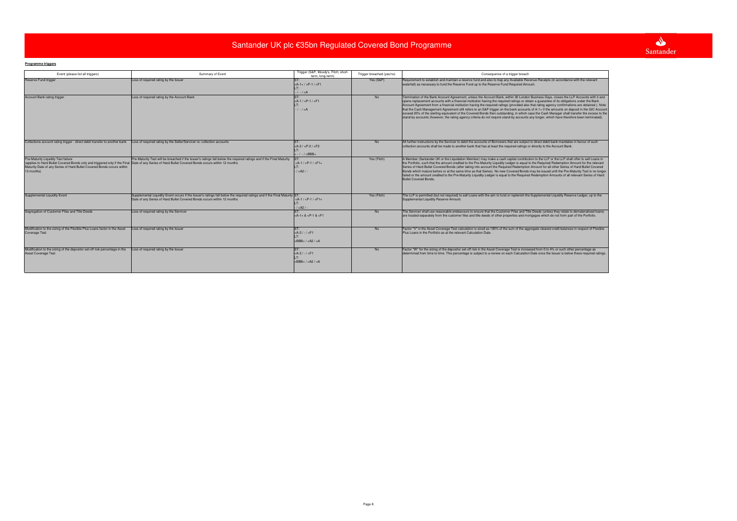# Santander UK plc €35bn Regulated Covered Bond Programme

**Programme triggers**

| Event (please list all triggers) | Summary of Event | Trigger (S&P, Moody's, Fitch; short-term, long-term) | Trigger breached (yes/no) | Consequence of a trigger breach |
|---|---|---|---|---|
| Reserve Fund trigger | Loss of required rating by the Issuer | ST: <A-1+ / <P-1 / <F1 LT: - / - / <A | Yes (S&P) | Requirement to establish and maintain a reserve fund and also to trap any Available Revenue Receipts (in accordance with the relevant waterfall) as necessary to fund the Reserve Fund up to the Reserve Fund Required Amount. |
| Account Bank rating trigger | Loss of required rating by the Account Bank | ST: <A-1 / <P-1 / <F1 LT: - / - / <A | No | Termination of the Bank Account Agreement, unless the Account Bank, within 30 London Business Days, closes the LLP Accounts with it and opens replacement accounts with a financial institution having the required ratings or obtain a guarantee of its obligations under the Bank Account Agreement from a financial institution having the required ratings (provided also that rating agency confirmations are obtained ). Note that the Cash Management Agreement still refers to an S&P trigger on the bank accounts of A-1+ if the amounts on deposit in the GIC Account exceed 20% of the sterling equivalent of the Covered Bonds then outstanding, in which case the Cash Manager shall transfer the excess to the stand-by accounts (however, the rating agency criteria do not require stand-by accounts any longer, which have therefore been terminated). |
| Collections account rating trigger - direct debit transfer to another bank | Loss of required rating by the Seller/Servicer re: collection accounts | ST: <A-2 / <P-2 / <F2 LT: < - / - / <BBB+ | No | All further instructions by the Servicer to debit the accounts of Borrowers that are subject to direct debit bank mandates in favour of such collection accounts shall be made to another bank that has at least the required ratings or directly to the Account Bank. |
| Pre-Maturity Liquidity Test failure (applies to Hard Bullet Covered Bonds only and triggered only if the Final Maturity Date of any Series of Hard Bullet Covered Bonds occurs within 12 months) | Pre-Maturity Test will be breached if the Issuer's ratings fall below the required ratings and if the Final Maturity Date of any Series of Hard Bullet Covered Bonds occurs within 12 months | ST: <A-1 / <P-1 / <F1+ LT: - / <A2 / - | Yes (Fitch) | A Member (Santander UK or the Liquidation Member) may make a cash capital contribution to the LLP or the LLP shall offer to sell Loans in the Portfolio, such that the amount credited to the Pre-Maturity Liquidity Ledger is equal to the Required Redemption Amount for the relevant Series of Hard Bullet Covered Bonds (after taking into account the Required Redemption Amount for all other Series of Hard Bullet Covered Bonds which mature before or at the same time as that Series). No new Covered Bonds may be issued until the Pre-Maturity Test is no longer failed or the amount credited to the Pre-Maturity Liquidity Ledger is equal to the Required Redemption Amounts of all relevant Series of Hard Bullet Covered Bonds. |
| Supplemental Liquidity Event | Supplemental Liquidity Event occurs if the Issuer's ratings fall below the required ratings and if the Final Maturity Date of any Series of Hard Bullet Covered Bonds occurs within 12 months | ST: <A-1 / <P-1 / <F1+ LT: - / <A2 / - | Yes (Fitch) | The LLP is permitted (but not required) to sell Loans with the aim to fund or replenish the Supplemental Liquidity Reserve Ledger, up to the Supplemental Liquidity Reserve Amount. |
| Segregation of Customer Files and Title Deeds | Loss of required rating by the Servicer | ST: <A-1+ & <P-1 & <F1 | No | The Servicer shall use reasonable endeavours to ensure that the Customer Files and Title Deeds (unless they relate to dematerialised loans) are located separately from the customer files and title deeds of other properties and mortgages which do not form part of the Portfolio. |
| Modification to the sizing of the Flexible Plus Loans factor in the Asset Coverage Test | Loss of required rating by the Issuer | ST: <A-2 / - / <F1 LT: <BBB+ / <A2 / <A | No | Factor "V" in the Asset Coverage Test calculation is sized as 100% of the sum of the aggregate cleared credit balances in respect of Flexible Plus Loans in the Portfolio as at the relevant Calculation Date. |
| Modification to the sizing of the depositor set-off risk percentage in the Asset Coverage Test | Loss of required rating by the Issuer | ST: <A-2 / - / <F1 LT: <BBB+ / <A2 / <A | No | Factor "W" for the sizing of the depositor set-off risk in the Asset Coverage Test is increased from 0 to 4% or such other percentage as determined from time to time. This percentage is subject to a review on each Calculation Date once the Issuer is below these required ratings. |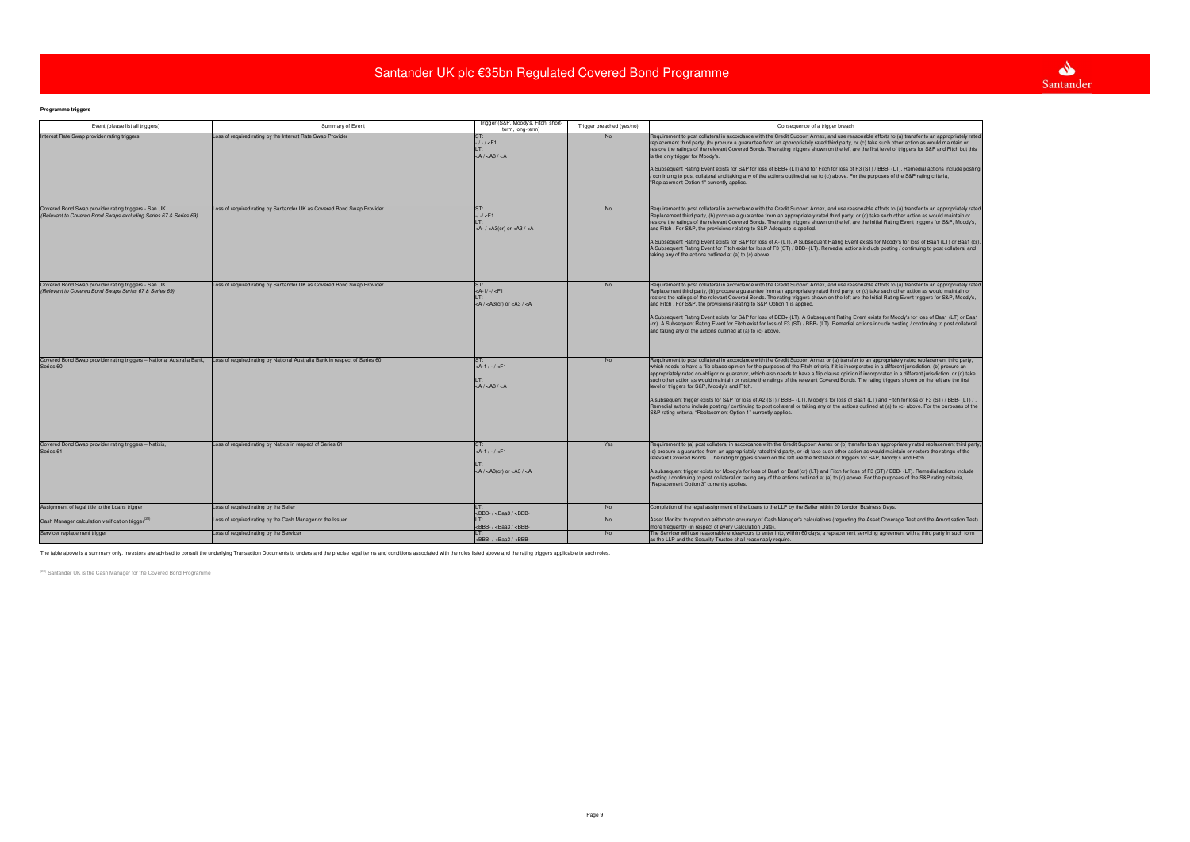# Santander UK plc €35bn Regulated Covered Bond Programme

**Programme triggers**

| Event (please list all triggers) | Summary of Event | Trigger (S&P, Moody's, Fitch; short-term, long-term) | Trigger breached (yes/no) | Consequence of a trigger breach |
|---|---|---|---|---|
| Interest Rate Swap provider rating triggers | Loss of required rating by the Interest Rate Swap Provider | ST: - / - / <F1 LT: <A / <A3 / <A | No | Requirement to post collateral in accordance with the Credit Support Annex, and use reasonable efforts to (a) transfer to an appropriately rated replacement third party, (b) procure a guarantee from an appropriately rated third party, or (c) take such other action as would maintain or restore the ratings of the relevant Covered Bonds. The rating triggers shown on the left are the first level of triggers for S&P and Fitch but this is the only trigger for Moody's. A Subsequent Rating Event exists for S&P for loss of BBB+ (LT) and for Fitch for loss of F3 (ST) / BBB- (LT). Remedial actions include posting / continuing to post collateral and taking any of the actions outlined at (a) to (c) above. For the purposes of the S&P rating criteria, "Replacement Option 1" currently applies. |
| Covered Bond Swap provider rating triggers - San UK *(Relevant to Covered Bond Swaps excluding Series 67 & Series 69)* | Loss of required rating by Santander UK as Covered Bond Swap Provider | ST: -/ -/ <F1 LT: <A- / <A3(cr) or <A3 / <A | No | Requirement to post collateral in accordance with the Credit Support Annex, and use reasonable efforts to (a) transfer to an appropriately rated Replacement third party, (b) procure a guarantee from an appropriately rated third party, or (c) take such other action as would maintain or restore the ratings of the relevant Covered Bonds. The rating triggers shown on the left are the Initial Rating Event triggers for S&P, Moody's, and Fitch . For S&P, the provisions relating to S&P Adequate is applied. A Subsequent Rating Event exists for S&P for loss of A- (LT). A Subsequent Rating Event exists for Moody's for loss of Baa1 (LT) or Baa1 (cr). A Subsequent Rating Event for Fitch exist for loss of F3 (ST) / BBB- (LT). Remedial actions include posting / continuing to post collateral and taking any of the actions outlined at (a) to (c) above. |
| Covered Bond Swap provider rating triggers - San UK *(Relevant to Covered Bond Swaps Series 67 & Series 69)* | Loss of required rating by Santander UK as Covered Bond Swap Provider | ST: <A-1/ -/ <F1 LT: <A / <A3(cr) or <A3 / <A | No | Requirement to post collateral in accordance with the Credit Support Annex, and use reasonable efforts to (a) transfer to an appropriately rated Replacement third party, (b) procure a guarantee from an appropriately rated third party, or (c) take such other action as would maintain or restore the ratings of the relevant Covered Bonds. The rating triggers shown on the left are the Initial Rating Event triggers for S&P, Moody's, and Fitch . For S&P, the provisions relating to S&P Option 1 is applied. A Subsequent Rating Event exists for S&P for loss of BBB+ (LT). A Subsequent Rating Event exists for Moody's for loss of Baa1 (LT) or Baa1 (cr). A Subsequent Rating Event for Fitch exist for loss of F3 (ST) / BBB- (LT). Remedial actions include posting / continuing to post collateral and taking any of the actions outlined at (a) to (c) above. |
| Covered Bond Swap provider rating triggers – National Australia Bank, Series 60 | Loss of required rating by National Australia Bank in respect of Series 60 | ST: <A-1 / - / <F1 LT: <A / <A3 / <A | No | Requirement to post collateral in accordance with the Credit Support Annex or (a) transfer to an appropriately rated replacement third party, which needs to have a flip clause opinion for the purposes of the Fitch criteria if it is incorporated in a different jurisdiction, (b) procure an appropriately rated co-obligor or guarantor, which also needs to have a flip clause opinion if incorporated in a different jurisdiction; or (c) take such other action as would maintain or restore the ratings of the relevant Covered Bonds. The rating triggers shown on the left are the first level of triggers for S&P, Moody's and Fitch. A subsequent trigger exists for S&P for loss of A2 (ST) / BBB+ (LT), Moody's for loss of Baa1 (LT) and Fitch for loss of F3 (ST) / BBB- (LT) / . Remedial actions include posting / continuing to post collateral or taking any of the actions outlined at (a) to (c) above. For the purposes of the S&P rating criteria, "Replacement Option 1" currently applies. |
| Covered Bond Swap provider rating triggers – Natixis, Series 61 | Loss of required rating by Natixis in respect of Series 61 | ST: <A-1 / - / <F1 LT: <A / <A3(cr) or <A3 / <A | Yes | Requirement to (a) post collateral in accordance with the Credit Support Annex or (b) transfer to an appropriately rated replacement third party, (c) procure a guarantee from an appropriately rated third party, or (d) take such other action as would maintain or restore the ratings of the relevant Covered Bonds. The rating triggers shown on the left are the first level of triggers for S&P, Moody's and Fitch. A subsequent trigger exists for Moody's for loss of Baa1 or Baa1(cr) (LT) and Fitch for loss of F3 (ST) / BBB- (LT). Remedial actions include posting / continuing to post collateral or taking any of the actions outlined at (a) to (c) above. For the purposes of the S&P rating criteria, "Replacement Option 3" currently applies. |
| Assignment of legal title to the Loans trigger | Loss of required rating by the Seller | LT: <BBB- / <Baa3 / <BBB- | No | Completion of the legal assignment of the Loans to the LLP by the Seller within 20 London Business Days. |
| Cash Manager calculation verification trigger[28] | Loss of required rating by the Cash Manager or the Issuer | LT: <BBB- / <Baa3 / <BBB- | No | Asset Monitor to report on arithmetic accuracy of Cash Manager's calculations (regarding the Asset Coverage Test and the Amortisation Test) more frequently (in respect of every Calculation Date). |
| Servicer replacement trigger | Loss of required rating by the Servicer | LT: <BBB- / <Baa3 / <BBB- | No | The Servicer will use reasonable endeavours to enter into, within 60 days, a replacement servicing agreement with a third party in such form as the LLP and the Security Trustee shall reasonably require. |

The table above is a summary only. Investors are advised to consult the underlying Transaction Documents to understand the precise legal terms and conditions associated with the roles listed above and the rating triggers applicable to such roles.

[28] Santander UK is the Cash Manager for the Covered Bond Programme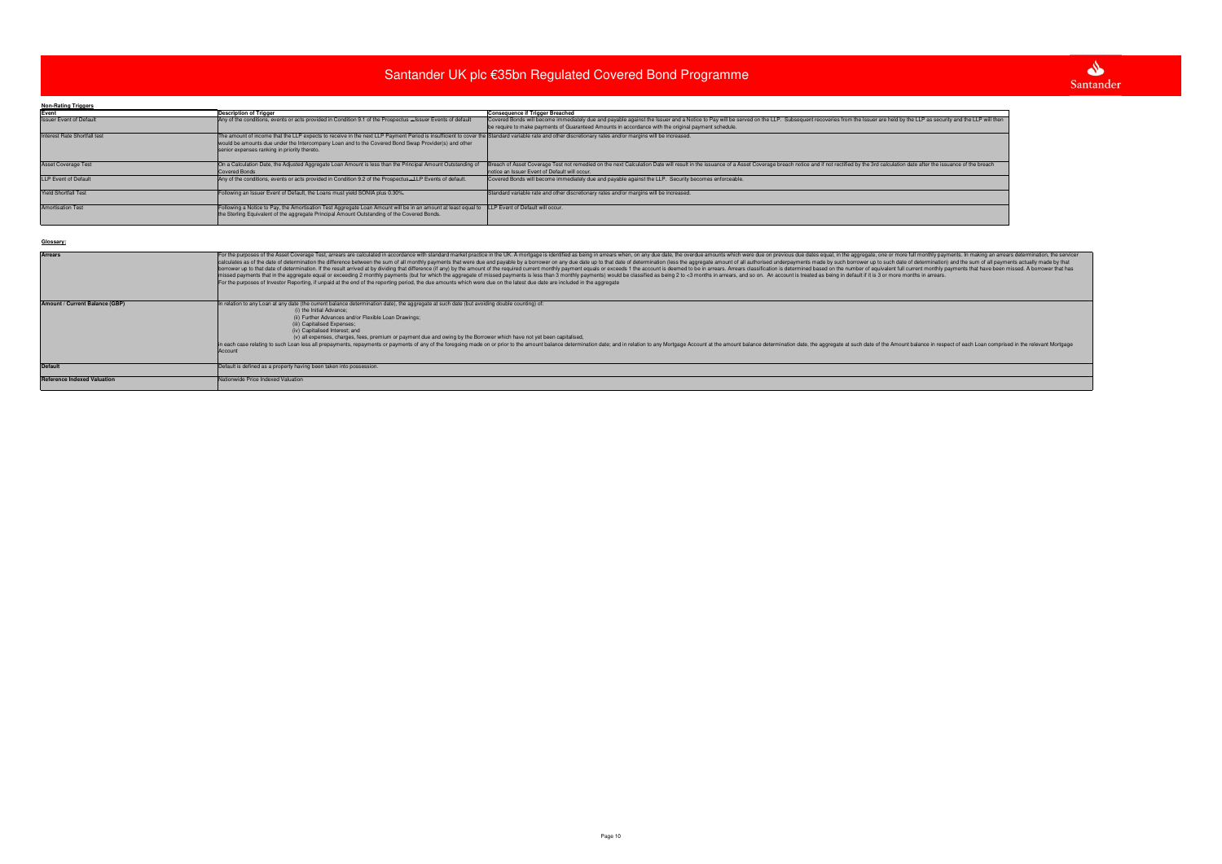# Santander UK plc €35bn Regulated Covered Bond Programme

**Non-Rating Triggers**

| Event | Description of Trigger | Consequence if Trigger Breached |
|---|---|---|
| Issuer Event of Default | Any of the conditions, events or acts provided in Condition 9.1 of the Prospectus – Issuer Events of default | Covered Bonds will become immediately due and payable against the Issuer and a Notice to Pay will be served on the LLP. Subsequent recoveries from the Issuer are held by the LLP as security and the LLP will then be require to make payments of Guaranteed Amounts in accordance with the original payment schedule. |
| Interest Rate Shortfall test | The amount of income that the LLP expects to receive in the next LLP Payment Period is insufficient to cover the would be amounts due under the Intercompany Loan and to the Covered Bond Swap Provider(s) and other senior expenses ranking in priority thereto. | Standard variable rate and other discretionary rates and/or margins will be increased. |
| Asset Coverage Test | On a Calculation Date, the Adjusted Aggregate Loan Amount is less than the Principal Amount Outstanding of Covered Bonds | Breach of Asset Coverage Test not remedied on the next Calculation Date will result in the issuance of a Asset Coverage breach notice and if not rectified by the 3rd calculation date after the issuance of the breach notice an Issuer Event of Default will occur. |
| LLP Event of Default | Any of the conditions, events or acts provided in Condition 9.2 of the Prospectus – LLP Events of default. | Covered Bonds will become immediately due and payable against the LLP. Security becomes enforceable. |
| Yield Shortfall Test | Following an Issuer Event of Default, the Loans must yield SONIA plus 0.30%. | Standard variable rate and other discretionary rates and/or margins will be increased. |
| Amortisation Test | Following a Notice to Pay, the Amortisation Test Aggregate Loan Amount will be in an amount at least equal to the Sterling Equivalent of the aggregate Principal Amount Outstanding of the Covered Bonds. | LLP Event of Default will occur. |

**Glossary:**

| | |
|---|---|
| **Arrears** | For the purposes of the Asset Coverage Test, arrears are calculated in accordance with standard market practice in the UK. A mortgage is identified as being in arrears when, on any due date, the overdue amounts which were due on previous due dates equal, in the aggregate, one or more full monthly payments. In making an arrears determination, the servicer calculates as of the date of determination the difference between the sum of all monthly payments that were due and payable by a borrower on any due date up to that date of determination (less the aggregate amount of all authorised underpayments made by such borrower up to such date of determination) and the sum of all payments actually made by that borrower up to that date of determination. If the result arrived at by dividing that difference (if any) by the amount of the required current monthly payment equals or exceeds 1 the account is deemed to be in arrears. Arrears classification is determined based on the number of equivalent full current monthly payments that have been missed. A borrower that has missed payments that in the aggregate equal or exceeding 2 monthly payments (but for which the aggregate of missed payments is less than 3 monthly payments) would be classified as being 2 to <3 months in arrears, and so on. An account is treated as being in default if it is 3 or more months in arrears.<br>For the purposes of Investor Reporting, if unpaid at the end of the reporting period, the due amounts which were due on the latest due date are included in the aggregate |
| **Amount / Current Balance (GBP)** | In relation to any Loan at any date (the current balance determination date), the aggregate at such date (but avoiding double counting) of:<br>(i) the Initial Advance;<br>(ii) Further Advances and/or Flexible Loan Drawings;<br>(iii) Capitalised Expenses;<br>(iv) Capitalised Interest; and<br>(v) all expenses, charges, fees, premium or payment due and owing by the Borrower which have not yet been capitalised,<br>in each case relating to such Loan less all prepayments, repayments or payments of any of the foregoing made on or prior to the amount balance determination date; and in relation to any Mortgage Account at the amount balance determination date, the aggregate at such date of the Amount balance in respect of each Loan comprised in the relevant Mortgage Account |
| **Default** | Default is defined as a property having been taken into possession. |
| **Reference Indexed Valuation** | Nationwide Price Indexed Valuation |